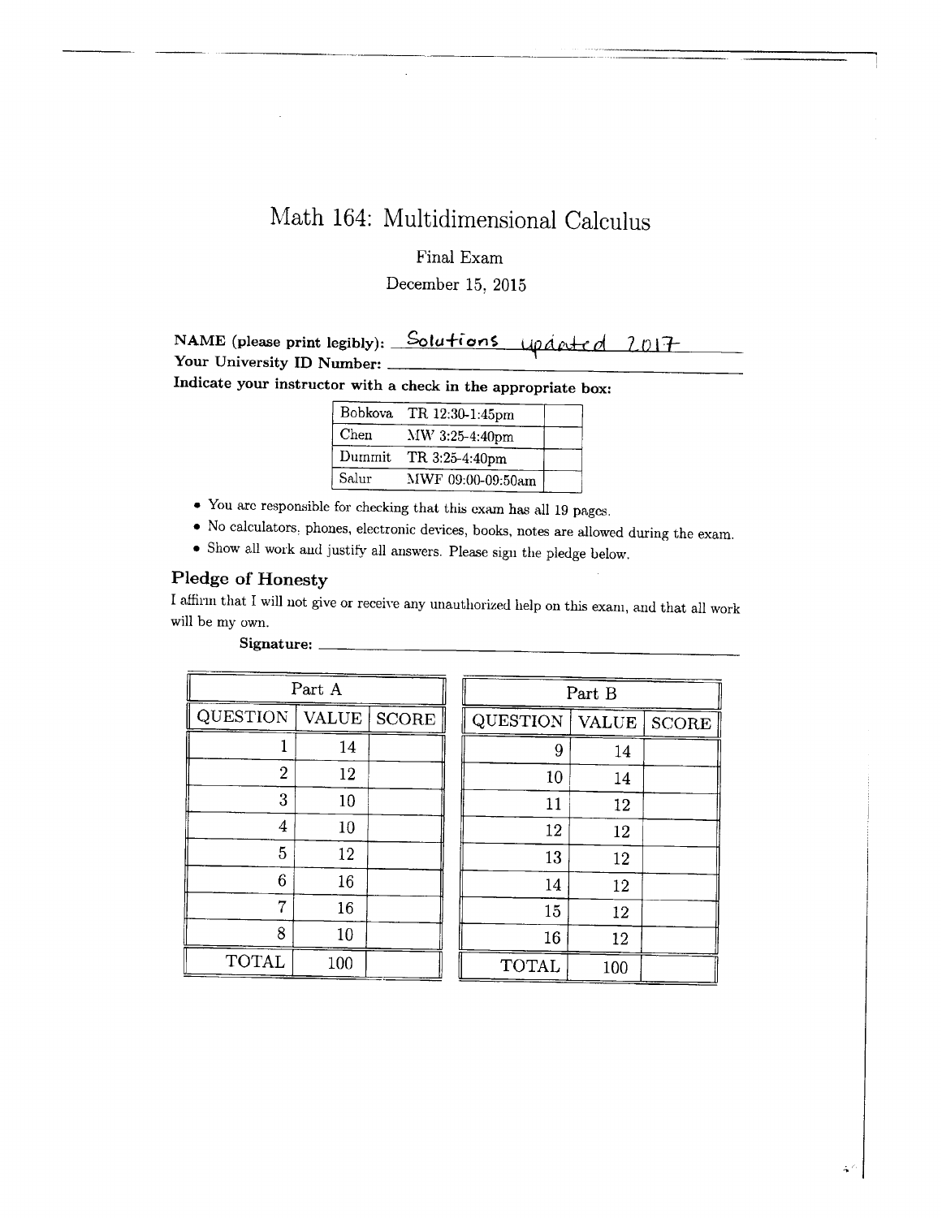# Math 164: Multidimensional Calculus

Final Exam

December 15, 2015

**NAME (please print legibly):** Solutions updated 2017

**Your University ID Number:** \_\_\_\_\_\_\_\_\_\_\_\_\_\_\_\_

**Indicate your instructor with a check in the appropriate box:**

| | | |
|---|---|---|
| Bobkova | TR 12:30-1:45pm | |
| Chen | MW 3:25-4:40pm | |
| Dummit | TR 3:25-4:40pm | |
| Salur | MWF 09:00-09:50am | |

- You are responsible for checking that this exam has all 19 pages.
- No calculators, phones, electronic devices, books, notes are allowed during the exam.
- Show all work and justify all answers. Please sign the pledge below.

## Pledge of Honesty

I affirm that I will not give or receive any unauthorized help on this exam, and that all work will be my own.

**Signature:** \_\_\_\_\_\_\_\_\_\_\_\_\_\_\_\_

| Part A | | |
|---|---|---|
| QUESTION | VALUE | SCORE |
| 1 | 14 | |
| 2 | 12 | |
| 3 | 10 | |
| 4 | 10 | |
| 5 | 12 | |
| 6 | 16 | |
| 7 | 16 | |
| 8 | 10 | |
| TOTAL | 100 | |

| Part B | | |
|---|---|---|
| QUESTION | VALUE | SCORE |
| 9 | 14 | |
| 10 | 14 | |
| 11 | 12 | |
| 12 | 12 | |
| 13 | 12 | |
| 14 | 12 | |
| 15 | 12 | |
| 16 | 12 | |
| TOTAL | 100 | |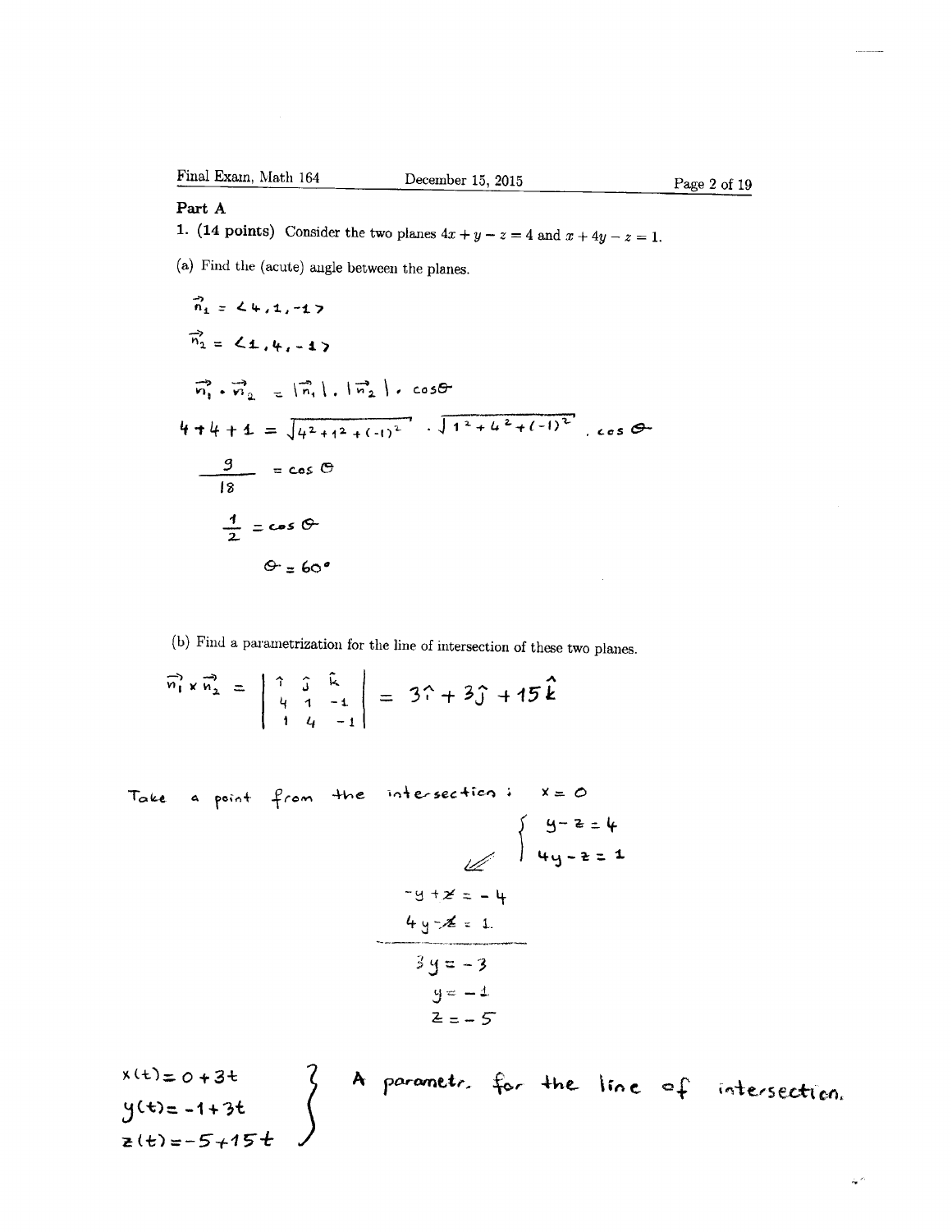## Part A

**1. (14 points)** Consider the two planes $4x + y - z = 4$ and $x + 4y - z = 1$.

(a) Find the (acute) angle between the planes.

$$\vec{n_1} = \langle 4, 1, -1 \rangle$$

$$\vec{n_2} = \langle 1, 4, -1 \rangle$$

$$\vec{n_1} \cdot \vec{n_2} = |\vec{n_1}| \cdot |\vec{n_2}| \cdot \cos\theta$$

$$4 + 4 + 1 = \sqrt{4^2 + 1^2 + (-1)^2} \cdot \sqrt{1^2 + 4^2 + (-1)^2} \cdot \cos\theta$$

$$\frac{9}{18} = \cos\theta$$

$$\frac{1}{2} = \cos\theta$$

$$\theta = 60°$$

(b) Find a parametrization for the line of intersection of these two planes.

$$\vec{n_1} \times \vec{n_2} = \begin{vmatrix} \hat{i} & \hat{j} & \hat{k} \\ 4 & 1 & -1 \\ 1 & 4 & -1 \end{vmatrix} = 3\hat{i} + 3\hat{j} + 15\hat{k}$$

Take a point from the intersection: $x = 0$

$$\begin{cases} y - z = 4 \\ 4y - z = 1 \end{cases}$$

$$-y + z = -4$$

$$4y - z = 1$$

$$3y = -3$$

$$y = -1$$

$$z = -5$$

$$\left.\begin{aligned} x(t) &= 0 + 3t \\ y(t) &= -1 + 3t \\ z(t) &= -5 + 15t \end{aligned}\right\} \text{ A parametr. for the line of intersection.}$$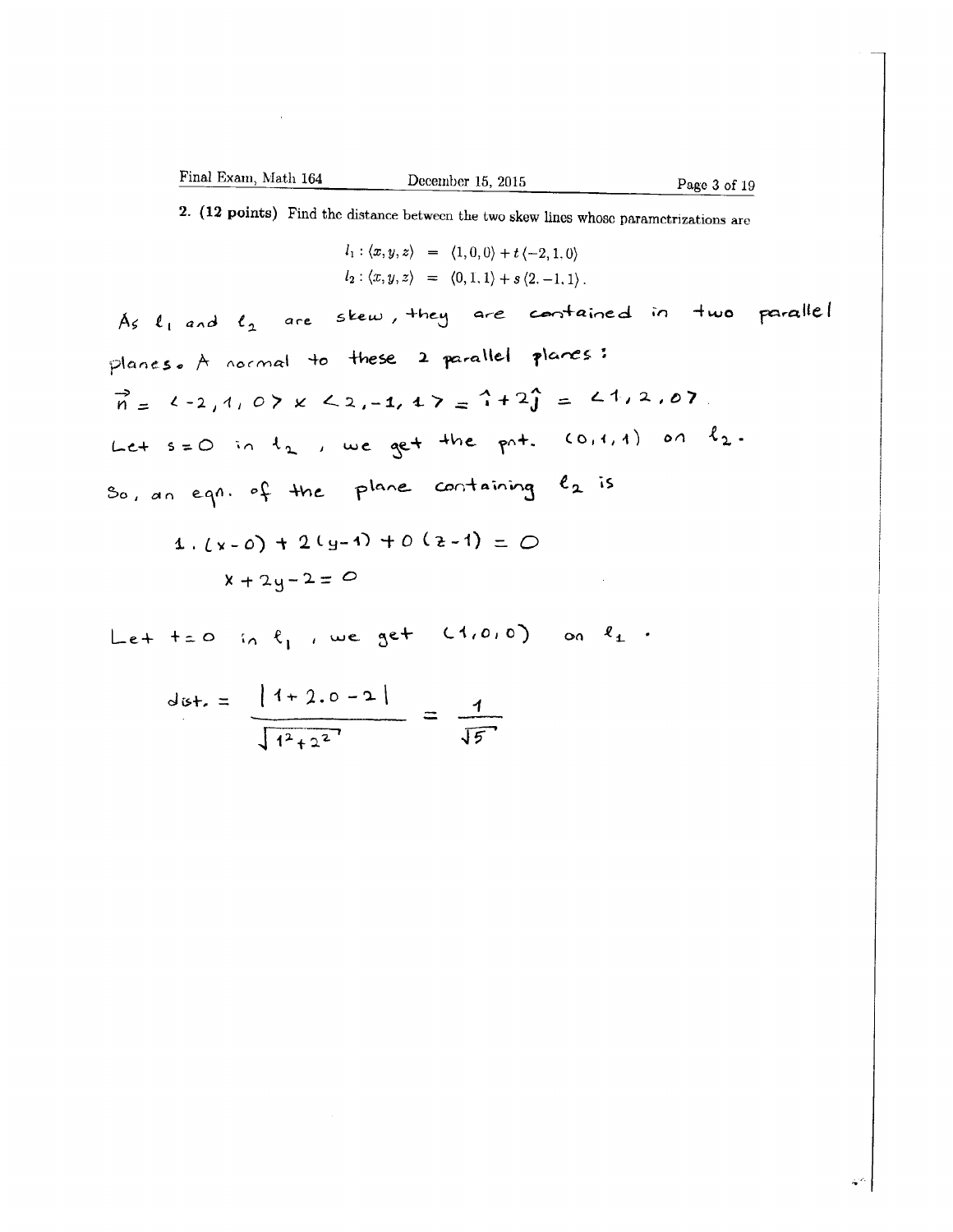**2. (12 points)** Find the distance between the two skew lines whose parametrizations are

$$l_1 : \langle x, y, z \rangle = \langle 1, 0, 0 \rangle + t\langle -2, 1, 0 \rangle$$
$$l_2 : \langle x, y, z \rangle = \langle 0, 1, 1 \rangle + s\langle 2, -1, 1 \rangle.$$

As $\ell_1$ and $\ell_2$ are skew, they are contained in two parallel planes. A normal to these 2 parallel planes:

$\vec{n} = \langle -2, 1, 0 \rangle \times \langle 2, -1, 1 \rangle = \hat{i} + 2\hat{j} = \langle 1, 2, 0 \rangle$.

Let $s = 0$ in $\ell_2$, we get the pnt. $(0, 1, 1)$ on $\ell_2$.

So, an eqn. of the plane containing $\ell_2$ is

$$1 \cdot (x - 0) + 2(y - 1) + 0(z - 1) = 0$$
$$x + 2y - 2 = 0$$

Let $t = 0$ in $\ell_1$, we get $(1, 0, 0)$ on $\ell_1$.

$$\text{dist.} = \frac{|1 + 2 \cdot 0 - 2|}{\sqrt{1^2 + 2^2}} = \frac{1}{\sqrt{5}}$$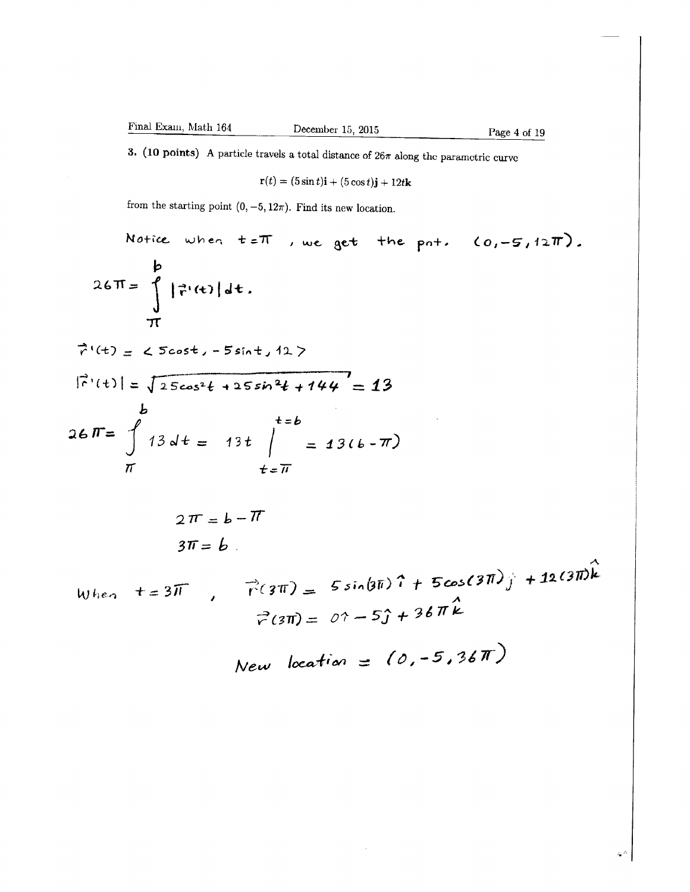**3. (10 points)** A particle travels a total distance of $26\pi$ along the parametric curve

$$\mathbf{r}(t) = (5\sin t)\mathbf{i} + (5\cos t)\mathbf{j} + 12t\mathbf{k}$$

from the starting point $(0, -5, 12\pi)$. Find its new location.

Notice when $t = \pi$, we get the pnt. $(0, -5, 12\pi)$.

$$26\pi = \int_{\pi}^{b} |\vec{r}\,'(t)|\,dt.$$

$$\vec{r}\,'(t) = \langle 5\cos t, -5\sin t, 12 \rangle$$

$$|\vec{r}\,'(t)| = \sqrt{25\cos^2 t + 25\sin^2 t + 144} = 13$$

$$26\pi = \int_{\pi}^{b} 13\,dt = 13t \Big|_{t=\pi}^{t=b} = 13(b - \pi)$$

$$2\pi = b - \pi$$

$$3\pi = b.$$

When $t = 3\pi$, $\vec{r}(3\pi) = 5\sin(3\pi)\,\hat{i} + 5\cos(3\pi)\,\hat{j} + 12(3\pi)\hat{k}$

$$\vec{r}(3\pi) = 0\hat{i} - 5\hat{j} + 36\pi\hat{k}$$

New location $= (0, -5, 36\pi)$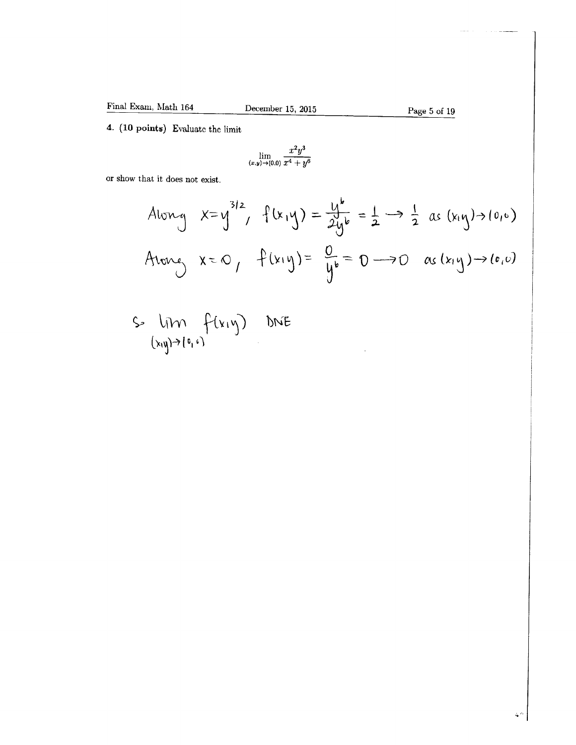**4. (10 points)** Evaluate the limit

$$\lim_{(x,y)\to(0,0)} \frac{x^2y^3}{x^4+y^6}$$

or show that it does not exist.

Along $x = y^{3/2}$, $f(x,y) = \frac{y^6}{2y^6} = \frac{1}{2} \to \frac{1}{2}$ as $(x,y) \to (0,0)$

Along $x = 0$, $f(x,y) = \frac{0}{y^6} = 0 \to 0$ as $(x,y) \to (0,0)$

So $\lim_{(x,y)\to(0,0)} f(x,y)$ DNE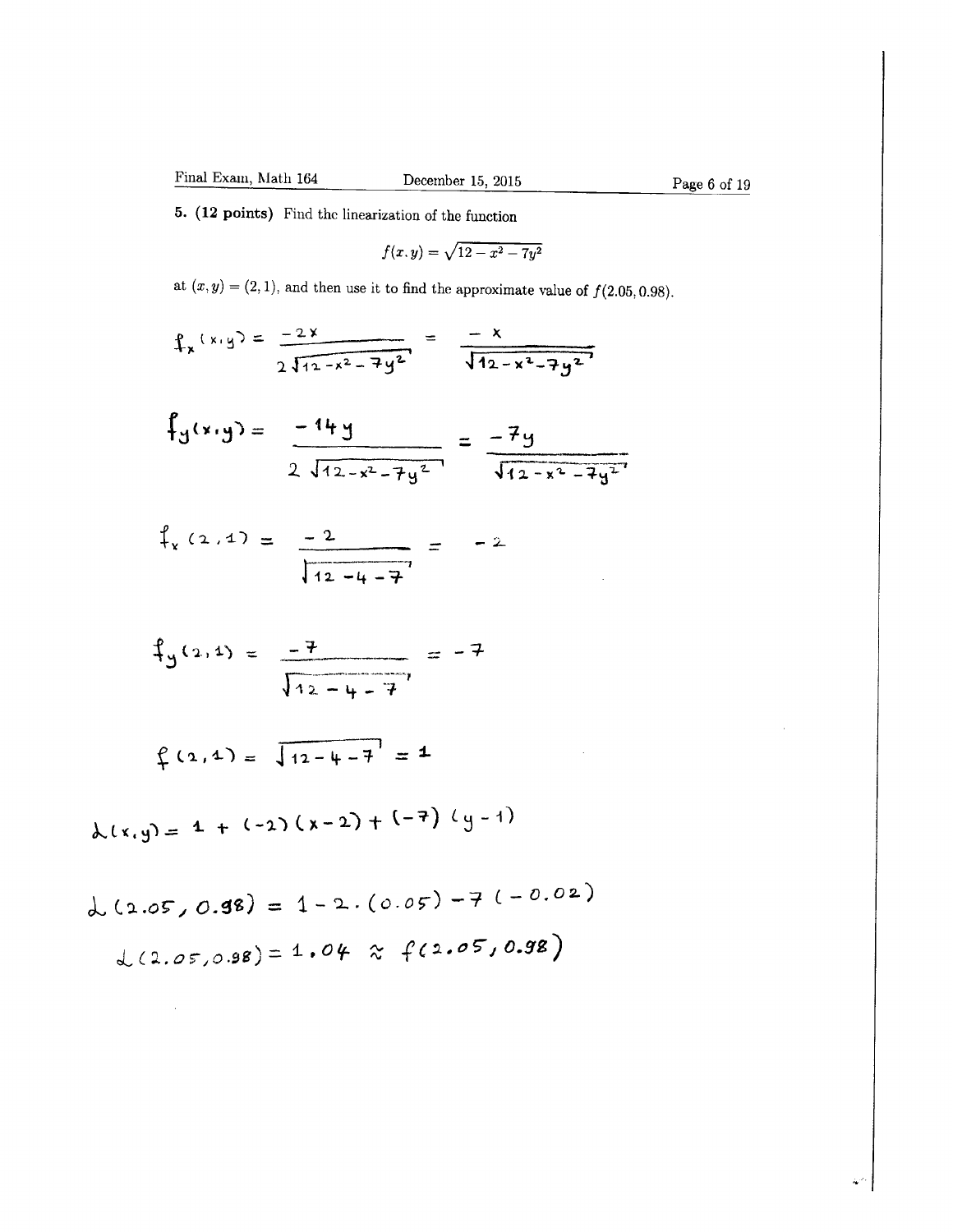**5. (12 points)** Find the linearization of the function

$$f(x, y) = \sqrt{12 - x^2 - 7y^2}$$

at $(x, y) = (2, 1)$, and then use it to find the approximate value of $f(2.05, 0.98)$.

$$f_x(x,y) = \frac{-2x}{2\sqrt{12 - x^2 - 7y^2}} = \frac{-x}{\sqrt{12 - x^2 - 7y^2}}$$

$$f_y(x,y) = \frac{-14y}{2\sqrt{12 - x^2 - 7y^2}} = \frac{-7y}{\sqrt{12 - x^2 - 7y^2}}$$

$$f_x(2,1) = \frac{-2}{\sqrt{12 - 4 - 7}} = -2$$

$$f_y(2,1) = \frac{-7}{\sqrt{12 - 4 - 7}} = -7$$

$$f(2,1) = \sqrt{12 - 4 - 7} = 1$$

$$L(x,y) = 1 + (-2)(x-2) + (-7)(y-1)$$

$$L(2.05, 0.98) = 1 - 2 \cdot (0.05) - 7(-0.02)$$

$$L(2.05, 0.98) = 1.04 \approx f(2.05, 0.98)$$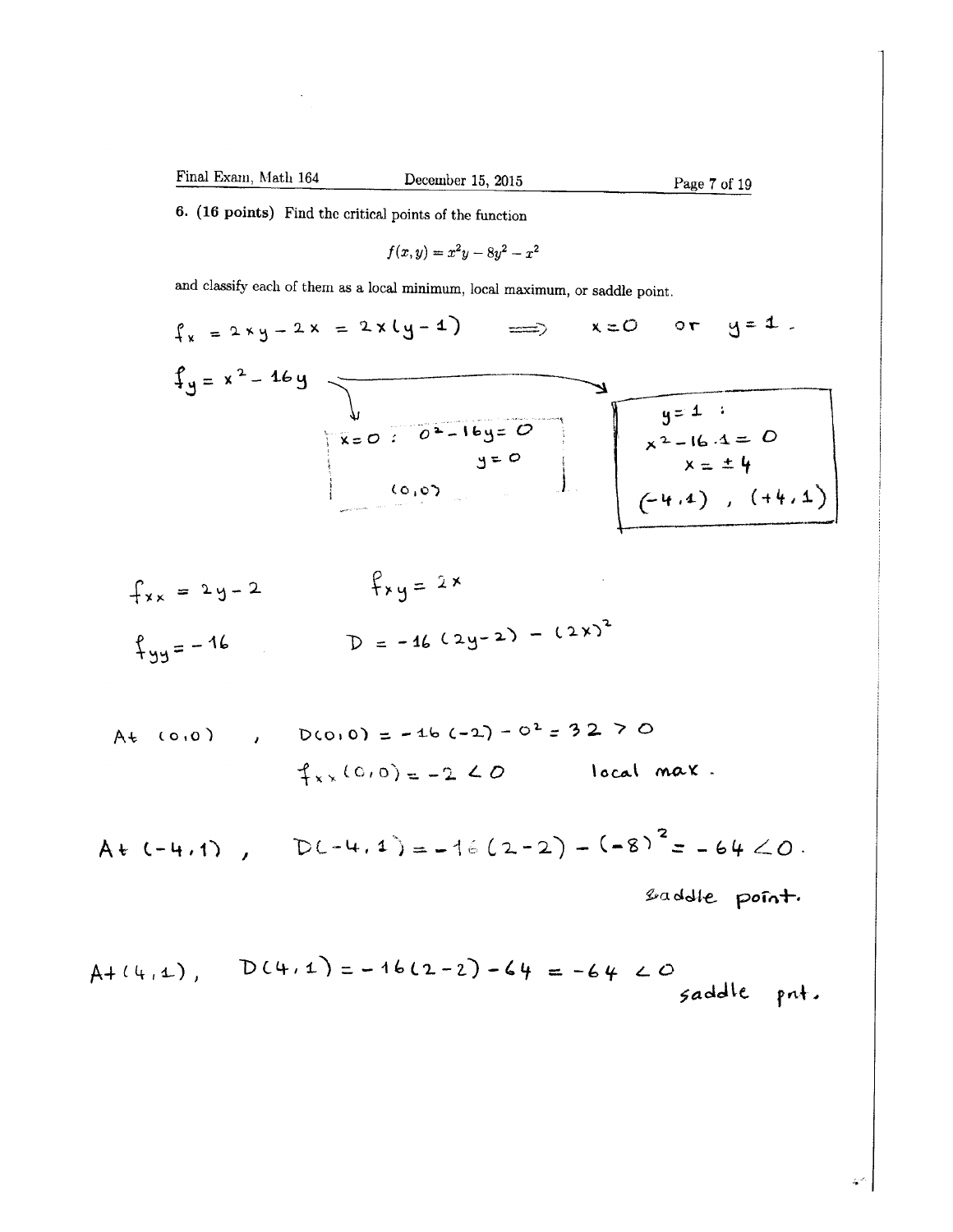**6. (16 points)** Find the critical points of the function

$$f(x, y) = x^2y - 8y^2 - x^2$$

and classify each of them as a local minimum, local maximum, or saddle point.

$f_x = 2xy - 2x = 2x(y-1) \implies x = 0$ or $y = 1$.

$f_y = x^2 - 16y$

$x = 0$: $0^2 - 16y = 0$, $y = 0$, $(0,0)$

$y = 1$: $x^2 - 16 \cdot 1 = 0$, $x = \pm 4$, $(-4,1)$, $(+4,1)$

$f_{xx} = 2y - 2$ $\qquad$ $f_{xy} = 2x$

$f_{yy} = -16$ $\qquad$ $D = -16(2y-2) - (2x)^2$

At $(0,0)$, $D(0,0) = -16(-2) - 0^2 = 32 > 0$

$f_{xx}(0,0) = -2 < 0$ $\qquad$ local max.

At $(-4,1)$, $D(-4,1) = -16(2-2) - (-8)^2 = -64 < 0$.

saddle point.

At $(4,1)$, $D(4,1) = -16(2-2) - 64 = -64 < 0$

saddle pnt.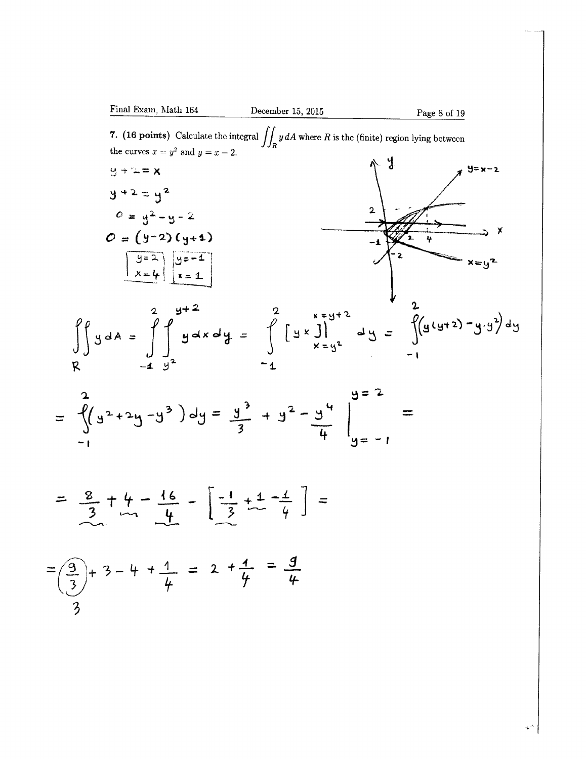**7. (16 points)** Calculate the integral $\iint_R y\,dA$ where $R$ is the (finite) region lying between the curves $x = y^2$ and $y = x - 2$.

$$y + 2 = x$$

$$y + 2 = y^2$$

$$0 = y^2 - y - 2$$

$$0 = (y-2)(y+1)$$

$$\boxed{\begin{aligned} y &= 2 \\ x &= 4 \end{aligned}} \qquad \boxed{\begin{aligned} y &= -1 \\ x &= 1 \end{aligned}}$$

$$\iint_R y\,dA = \int_{-1}^{2}\int_{y^2}^{y+2} y\,dx\,dy = \int_{-1}^{2} \left[ yx \right]\Big|_{x=y^2}^{x=y+2} dy = \int_{-1}^{2} \left( y(y+2) - y \cdot y^2 \right) dy$$

$$= \int_{-1}^{2} \left( y^2 + 2y - y^3 \right) dy = \frac{y^3}{3} + y^2 - \frac{y^4}{4} \Bigg|_{y=-1}^{y=2} =$$

$$= \frac{8}{3} + 4 - \frac{16}{4} - \left[ \frac{-1}{3} + 1 - \frac{1}{4} \right] =$$

$$= \frac{9}{3} + 3 - 4 + \frac{1}{4} = 2 + \frac{1}{4} = \frac{9}{4}$$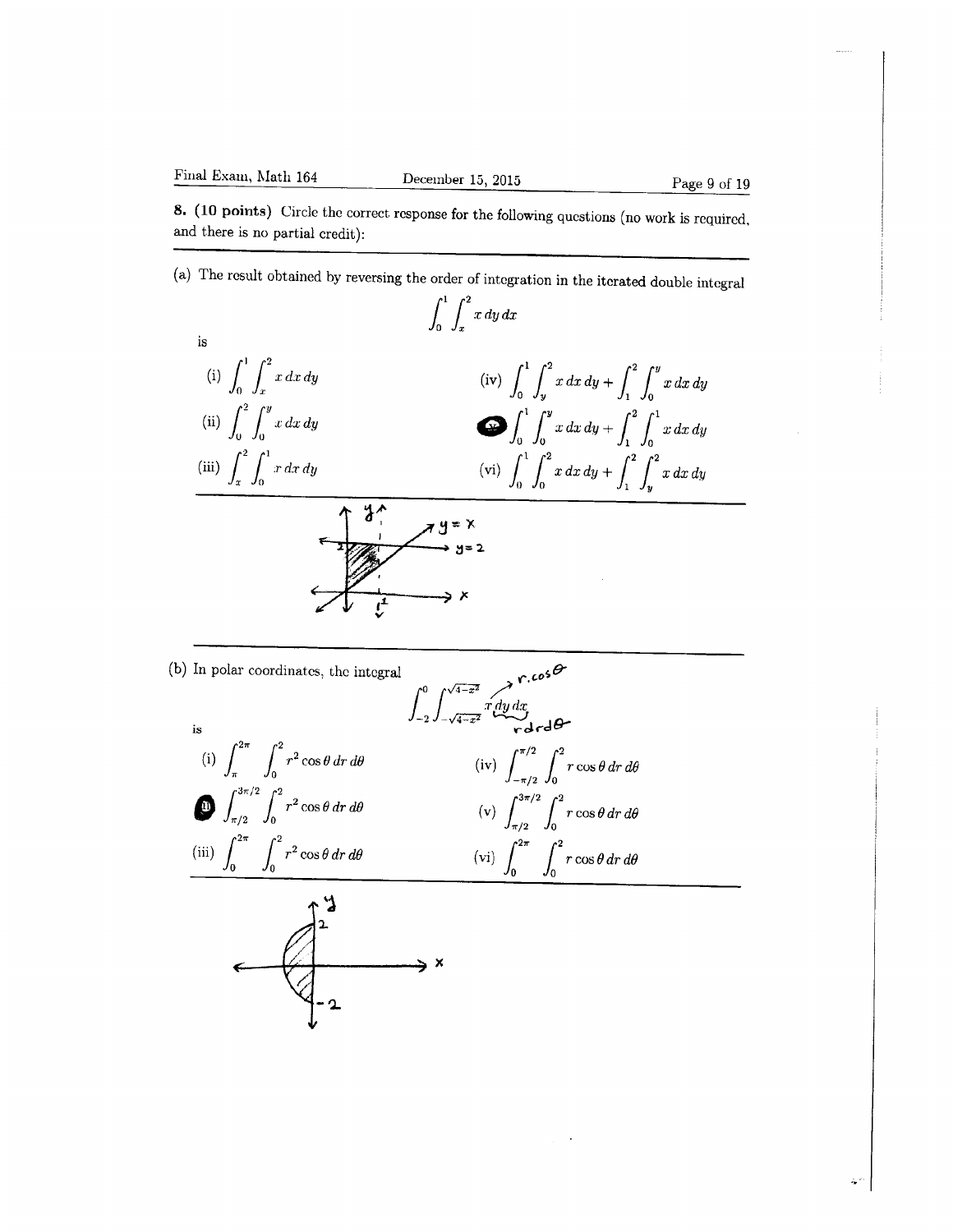**8. (10 points)** Circle the correct response for the following questions (no work is required, and there is no partial credit):

---

(a) The result obtained by reversing the order of integration in the iterated double integral

$$\int_0^1 \int_x^2 x \, dy \, dx$$

is

(i) $\displaystyle\int_0^1 \int_x^2 x \, dx \, dy$

(ii) $\displaystyle\int_0^2 \int_0^y x \, dx \, dy$

(iii) $\displaystyle\int_x^2 \int_0^1 x \, dx \, dy$

(iv) $\displaystyle\int_0^1 \int_y^2 x \, dx \, dy + \int_1^2 \int_0^y x \, dx \, dy$

(v) $\displaystyle\int_0^1 \int_0^y x \, dx \, dy + \int_1^2 \int_0^1 x \, dx \, dy$

(vi) $\displaystyle\int_0^1 \int_0^2 x \, dx \, dy + \int_1^2 \int_y^2 x \, dx \, dy$

---

(b) In polar coordinates, the integral

$$\int_{-2}^0 \int_{-\sqrt{4-x^2}}^{\sqrt{4-x^2}} x \, dy \, dx$$

is

(i) $\displaystyle\int_\pi^{2\pi} \int_0^2 r^2 \cos\theta \, dr \, d\theta$

(ii) $\displaystyle\int_{\pi/2}^{3\pi/2} \int_0^2 r^2 \cos\theta \, dr \, d\theta$

(iii) $\displaystyle\int_0^{2\pi} \int_0^2 r^2 \cos\theta \, dr \, d\theta$

(iv) $\displaystyle\int_{-\pi/2}^{\pi/2} \int_0^2 r \cos\theta \, dr \, d\theta$

(v) $\displaystyle\int_{\pi/2}^{3\pi/2} \int_0^2 r \cos\theta \, dr \, d\theta$

(vi) $\displaystyle\int_0^{2\pi} \int_0^2 r \cos\theta \, dr \, d\theta$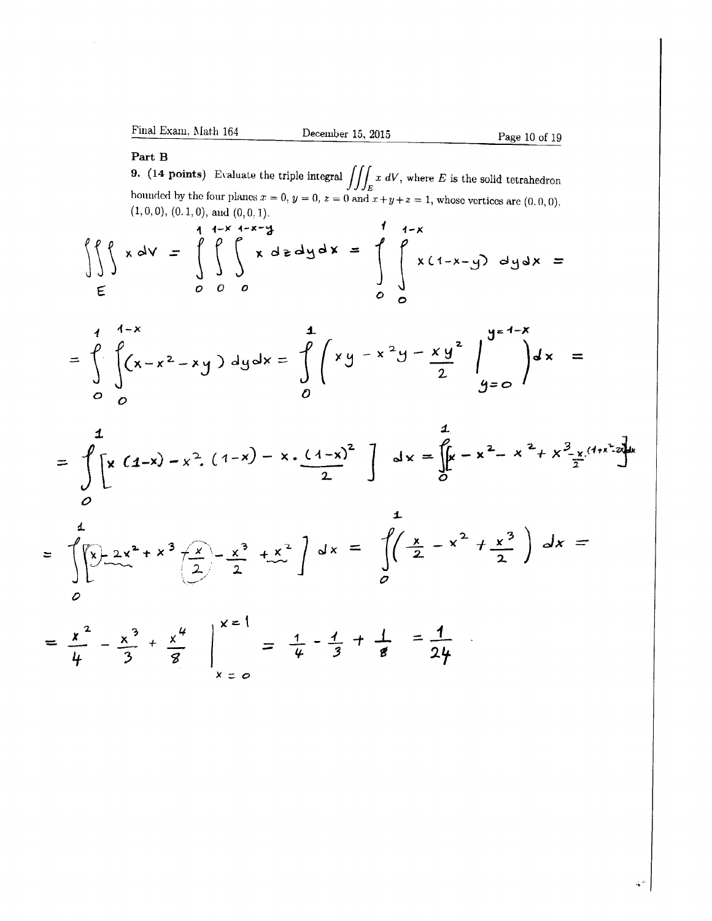## Part B

**9. (14 points)** Evaluate the triple integral $\iiint_E x\, dV$, where $E$ is the solid tetrahedron bounded by the four planes $x = 0$, $y = 0$, $z = 0$ and $x + y + z = 1$, whose vertices are $(0, 0, 0)$, $(1, 0, 0)$, $(0, 1, 0)$, and $(0, 0, 1)$.

$$\iiint_E x\, dV = \int_0^1 \int_0^{1-x} \int_0^{1-x-y} x\, dz\, dy\, dx = \int_0^1 \int_0^{1-x} x(1-x-y)\, dy\, dx =$$

$$= \int_0^1 \int_0^{1-x} (x - x^2 - xy)\, dy\, dx = \int_0^1 \left( xy - x^2 y - \frac{xy^2}{2} \Big|_{y=0}^{y=1-x} \right) dx =$$

$$= \int_0^1 \left[ x(1-x) - x^2 (1-x) - x \cdot \frac{(1-x)^2}{2} \right] dx = \int_0^1 \left[ x - x^2 - x^2 + x^3 - \frac{x}{2}(1 + x^2 - 2x) \right] dx$$

$$= \int_0^1 \left[ x - 2x^2 + x^3 - \frac{x}{2} - \frac{x^3}{2} + x^2 \right] dx = \int_0^1 \left( \frac{x}{2} - x^2 + \frac{x^3}{2} \right) dx =$$

$$= \frac{x^2}{4} - \frac{x^3}{3} + \frac{x^4}{8} \Big|_{x=0}^{x=1} = \frac{1}{4} - \frac{1}{3} + \frac{1}{8} = \frac{1}{24}.$$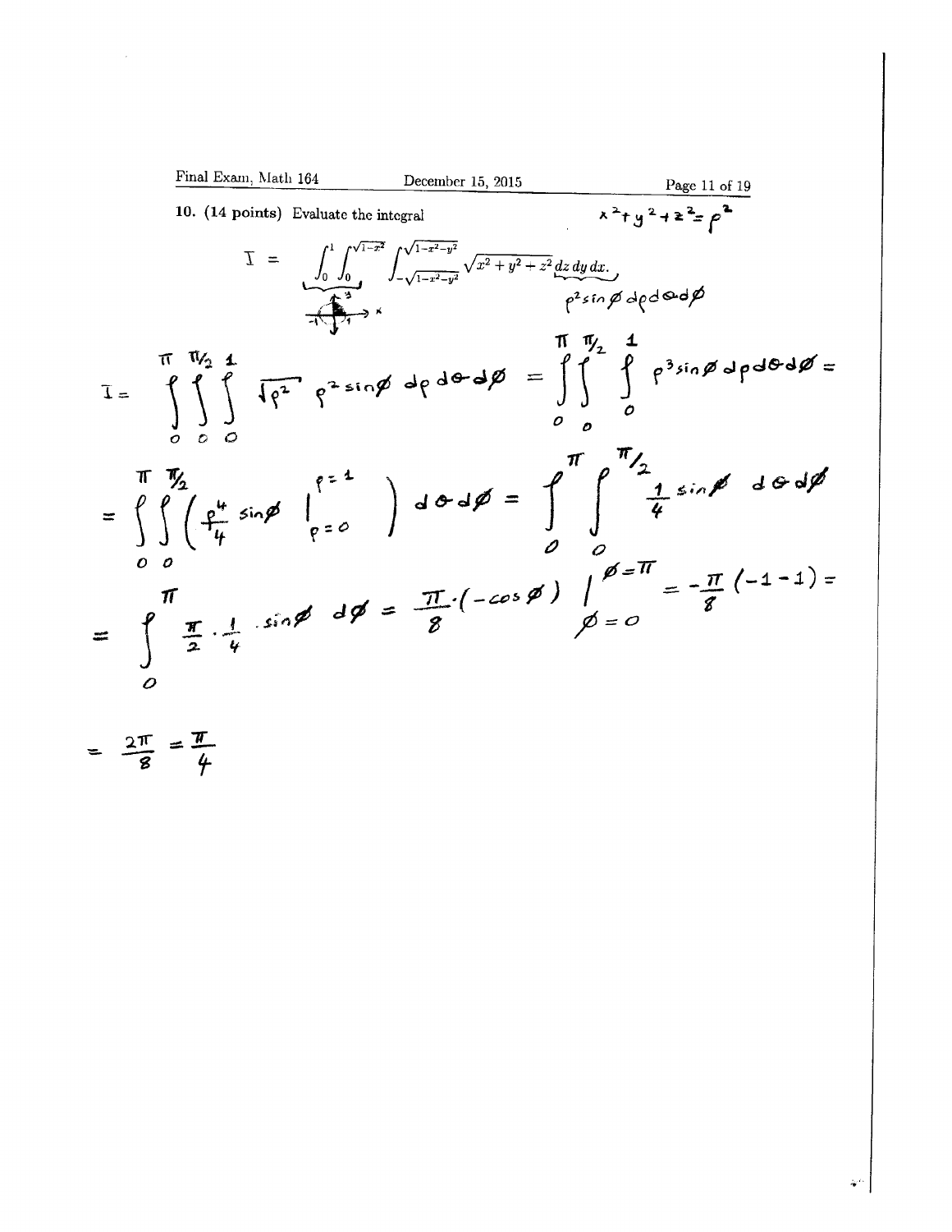**10. (14 points)** Evaluate the integral

$$x^2+y^2+z^2=\rho^2$$

$$I = \int_0^1 \int_0^{\sqrt{1-x^2}} \int_{-\sqrt{1-x^2-y^2}}^{\sqrt{1-x^2-y^2}} \sqrt{x^2+y^2+z^2}\, dz\, dy\, dx.$$

$$dz\,dy\,dx = \rho^2 \sin\phi \, d\rho\, d\theta\, d\phi$$

$$I = \int_0^{\pi} \int_0^{\pi/2} \int_0^1 \sqrt{\rho^2}\, \rho^2 \sin\phi \, d\rho\, d\theta\, d\phi = \int_0^{\pi} \int_0^{\pi/2} \int_0^1 \rho^3 \sin\phi \, d\rho\, d\theta\, d\phi =$$

$$= \int_0^{\pi} \int_0^{\pi/2} \left( \frac{\rho^4}{4} \sin\phi \Big|_{\rho=0}^{\rho=1} \right) d\theta\, d\phi = \int_0^{\pi} \int_0^{\pi/2} \frac{1}{4} \sin\phi \, d\theta\, d\phi$$

$$= \int_0^{\pi} \frac{\pi}{2} \cdot \frac{1}{4} \cdot \sin\phi \, d\phi = \frac{\pi}{8} \cdot (-\cos\phi) \Big|_{\phi=0}^{\phi=\pi} = -\frac{\pi}{8}(-1-1) =$$

$$= \frac{2\pi}{8} = \frac{\pi}{4}$$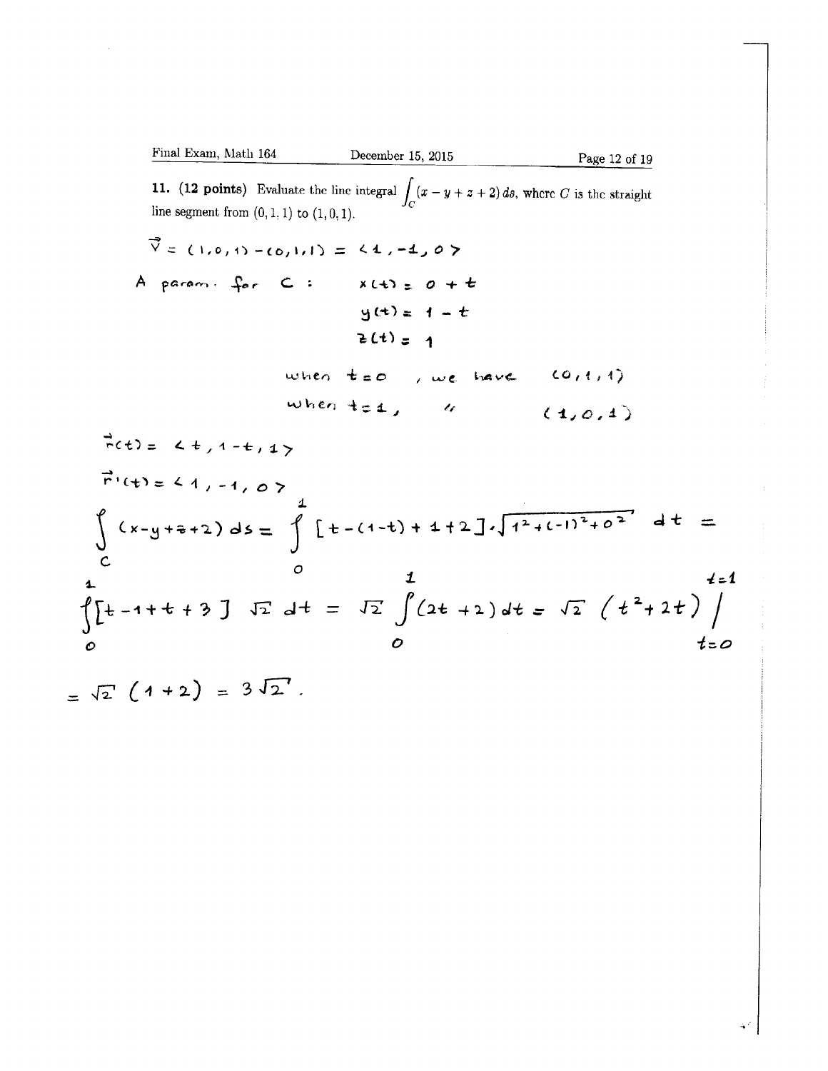**11. (12 points)** Evaluate the line integral $\int_C (x - y + z + 2)\, ds$, where $C$ is the straight line segment from $(0, 1, 1)$ to $(1, 0, 1)$.

$\vec{v} = (1,0,1) - (0,1,1) = \langle 1, -1, 0 \rangle$

A param. for $C$:

$$x(t) = 0 + t$$
$$y(t) = 1 - t$$
$$z(t) = 1$$

when $t = 0$, we have $(0,1,1)$

when $t = 1$, " $(1,0,1)$

$\vec{r}(t) = \langle t, 1-t, 1 \rangle$

$\vec{r}\,'(t) = \langle 1, -1, 0 \rangle$

$$\int_C (x - y + z + 2)\, ds = \int_0^1 [t - (1-t) + 1 + 2] \cdot \sqrt{1^2 + (-1)^2 + 0^2}\, dt =$$

$$\int_0^1 [t - 1 + t + 3]\, \sqrt{2}\, dt = \sqrt{2} \int_0^1 (2t + 2)\, dt = \sqrt{2}\, (t^2 + 2t) \Big|_{t=0}^{t=1}$$

$$= \sqrt{2}\,(1 + 2) = 3\sqrt{2}.$$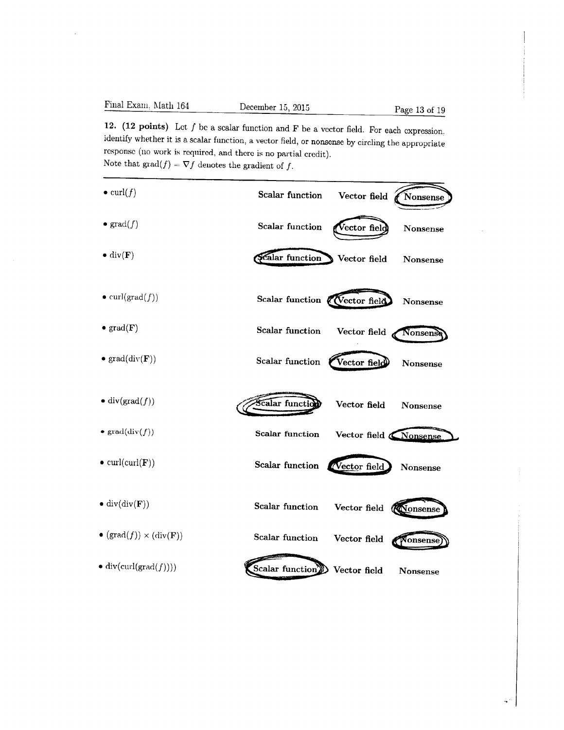**12. (12 points)** Let $f$ be a scalar function and $\mathbf{F}$ be a vector field. For each expression, identify whether it is a scalar function, a vector field, or nonsense by circling the appropriate response (no work is required, and there is no partial credit).
Note that $\text{grad}(f) = \nabla f$ denotes the gradient of $f$.

| Expression | | | |
|---|---|---|---|
| • $\text{curl}(f)$ | Scalar function | Vector field | **(Nonsense)** |
| • $\text{grad}(f)$ | Scalar function | **(Vector field)** | Nonsense |
| • $\text{div}(\mathbf{F})$ | **(Scalar function)** | Vector field | Nonsense |
| • $\text{curl}(\text{grad}(f))$ | Scalar function | **(Vector field)** | Nonsense |
| • $\text{grad}(\mathbf{F})$ | Scalar function | Vector field | **(Nonsense)** |
| • $\text{grad}(\text{div}(\mathbf{F}))$ | Scalar function | **(Vector field)** | Nonsense |
| • $\text{div}(\text{grad}(f))$ | **(Scalar function)** | Vector field | Nonsense |
| • $\text{grad}(\text{div}(f))$ | Scalar function | Vector field | **(Nonsense)** |
| • $\text{curl}(\text{curl}(\mathbf{F}))$ | Scalar function | **(Vector field)** | Nonsense |
| • $\text{div}(\text{div}(\mathbf{F}))$ | Scalar function | Vector field | **(Nonsense)** |
| • $(\text{grad}(f)) \times (\text{div}(\mathbf{F}))$ | Scalar function | Vector field | **(Nonsense)** |
| • $\text{div}(\text{curl}(\text{grad}(f)))$ | **(Scalar function)** | Vector field | Nonsense |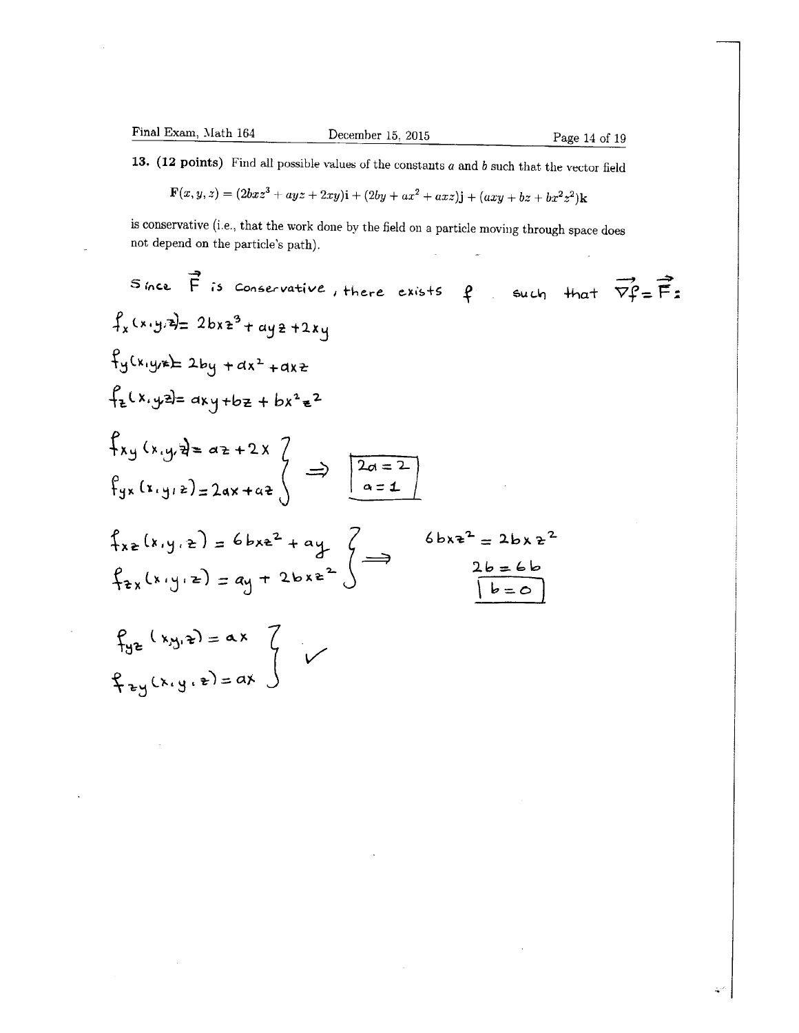**13. (12 points)** Find all possible values of the constants $a$ and $b$ such that the vector field

$$\mathbf{F}(x, y, z) = (2bxz^3 + ayz + 2xy)\mathbf{i} + (2by + ax^2 + axz)\mathbf{j} + (axy + bz + bx^2z^2)\mathbf{k}$$

is conservative (i.e., that the work done by the field on a particle moving through space does not depend on the particle's path).

Since $\vec{F}$ is conservative, there exists $f$ such that $\vec{\nabla f} = \vec{F}$:

$f_x(x,y,z) = 2bxz^3 + ayz + 2xy$

$f_y(x,y,z) = 2by + ax^2 + axz$

$f_z(x,y,z) = axy + bz + bx^2z^2$

$$\left.\begin{array}{l} f_{xy}(x,y,z) = az + 2x \\ f_{yx}(x,y,z) = 2ax + az \end{array}\right\} \Rightarrow \boxed{\begin{array}{c} 2a = 2 \\ a = 1 \end{array}}$$

$$\left.\begin{array}{l} f_{xz}(x,y,z) = 6bxz^2 + ay \\ f_{zx}(x,y,z) = ay + 2bxz^2 \end{array}\right\} \Rightarrow \begin{array}{c} 6bxz^2 = 2bxz^2 \\ 2b = 6b \\ \boxed{b = 0} \end{array}$$

$$\left.\begin{array}{l} f_{yz}(x,y,z) = ax \\ f_{zy}(x,y,z) = ax \end{array}\right\} \checkmark$$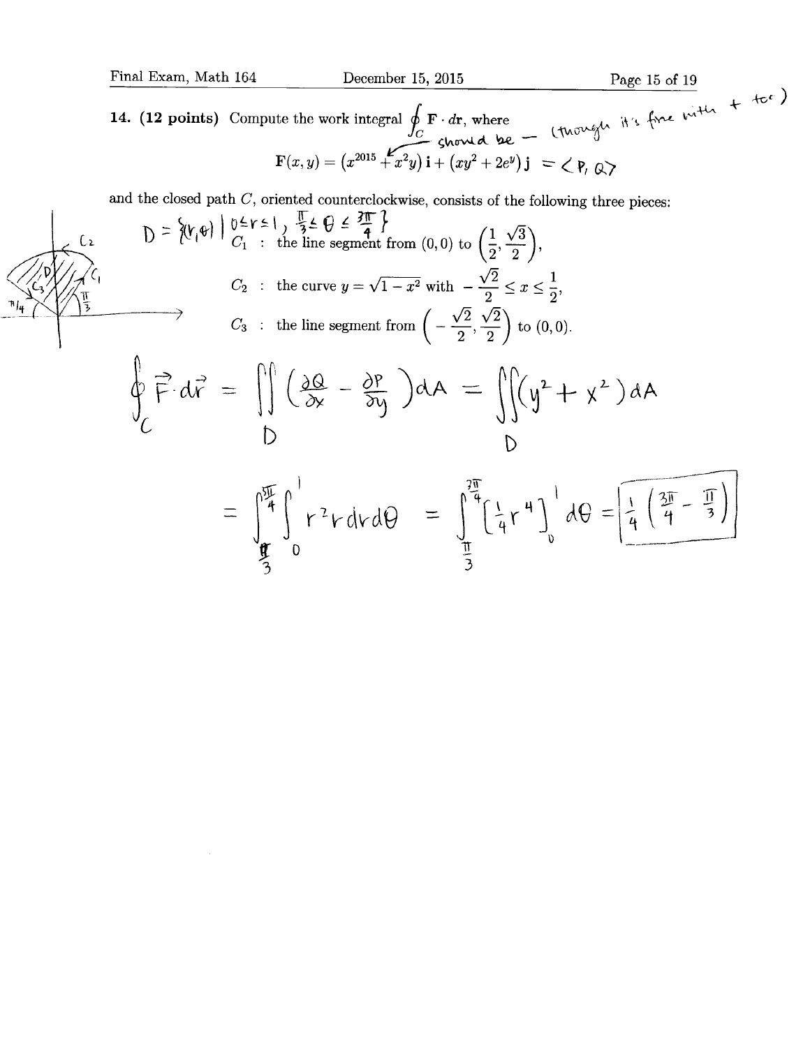**14. (12 points)** Compute the work integral $\oint_C \mathbf{F} \cdot d\mathbf{r}$, where

should be $-$ (though it's fine with $+$ too)

$$\mathbf{F}(x, y) = (x^{2015} + x^2 y)\,\mathbf{i} + (xy^2 + 2e^y)\,\mathbf{j} = \langle P, Q \rangle$$

and the closed path $C$, oriented counterclockwise, consists of the following three pieces:

$D = \{(r,\theta) \mid 0 \le r \le 1,\ \frac{\pi}{3} \le \theta \le \frac{3\pi}{4}\}$

$C_1$ : the line segment from $(0,0)$ to $\left(\frac{1}{2}, \frac{\sqrt{3}}{2}\right)$,

$C_2$ : the curve $y = \sqrt{1 - x^2}$ with $-\frac{\sqrt{2}}{2} \le x \le \frac{1}{2}$,

$C_3$ : the line segment from $\left(-\frac{\sqrt{2}}{2}, \frac{\sqrt{2}}{2}\right)$ to $(0,0)$.

$$\oint_C \vec{F} \cdot d\vec{r} = \iint_D \left(\frac{\partial Q}{\partial x} - \frac{\partial P}{\partial y}\right) dA = \iint_D (y^2 + x^2)\, dA$$

$$= \int_{\pi/3}^{3\pi/4} \int_0^1 r^2 r \, dr\, d\theta = \int_{\pi/3}^{3\pi/4} \left[\frac{1}{4} r^4\right]_0^1 d\theta = \boxed{\frac{1}{4}\left(\frac{3\pi}{4} - \frac{\pi}{3}\right)}$$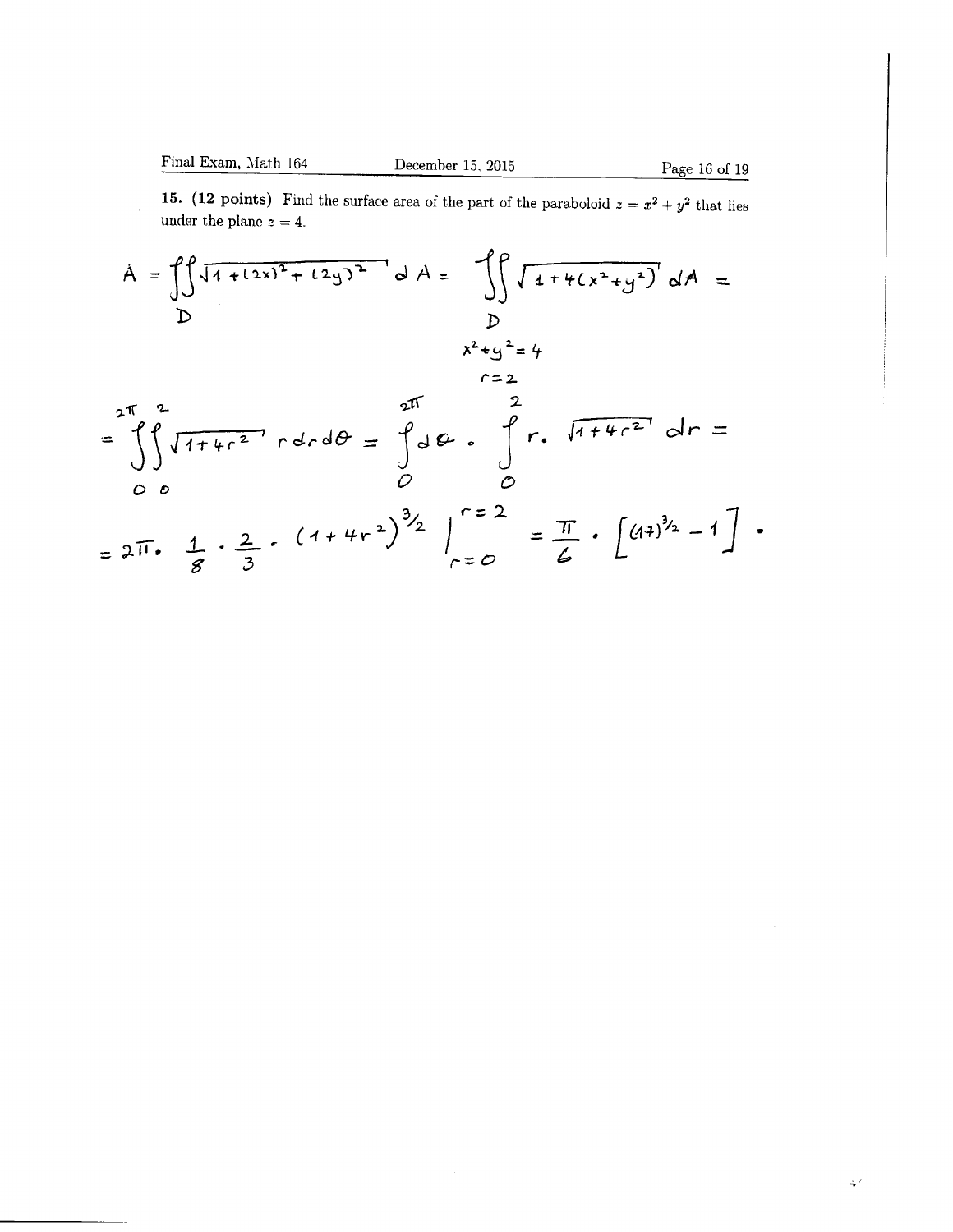**15. (12 points)** Find the surface area of the part of the paraboloid $z = x^2 + y^2$ that lies under the plane $z = 4$.

$$A = \iint_D \sqrt{1 + (2x)^2 + (2y)^2}\, dA = \iint_D \sqrt{1 + 4(x^2 + y^2)}\, dA =$$

$$x^2 + y^2 = 4$$

$$r = 2$$

$$= \int_0^{2\pi}\int_0^{2} \sqrt{1 + 4r^2}\, r\, dr\, d\theta = \int_0^{2\pi} d\theta \cdot \int_0^{2} r \cdot \sqrt{1 + 4r^2}\, dr =$$

$$= 2\pi \cdot \frac{1}{8} \cdot \frac{2}{3} \cdot (1 + 4r^2)^{3/2} \Big|_{r=0}^{r=2} = \frac{\pi}{6} \cdot \left[(17)^{3/2} - 1\right].$$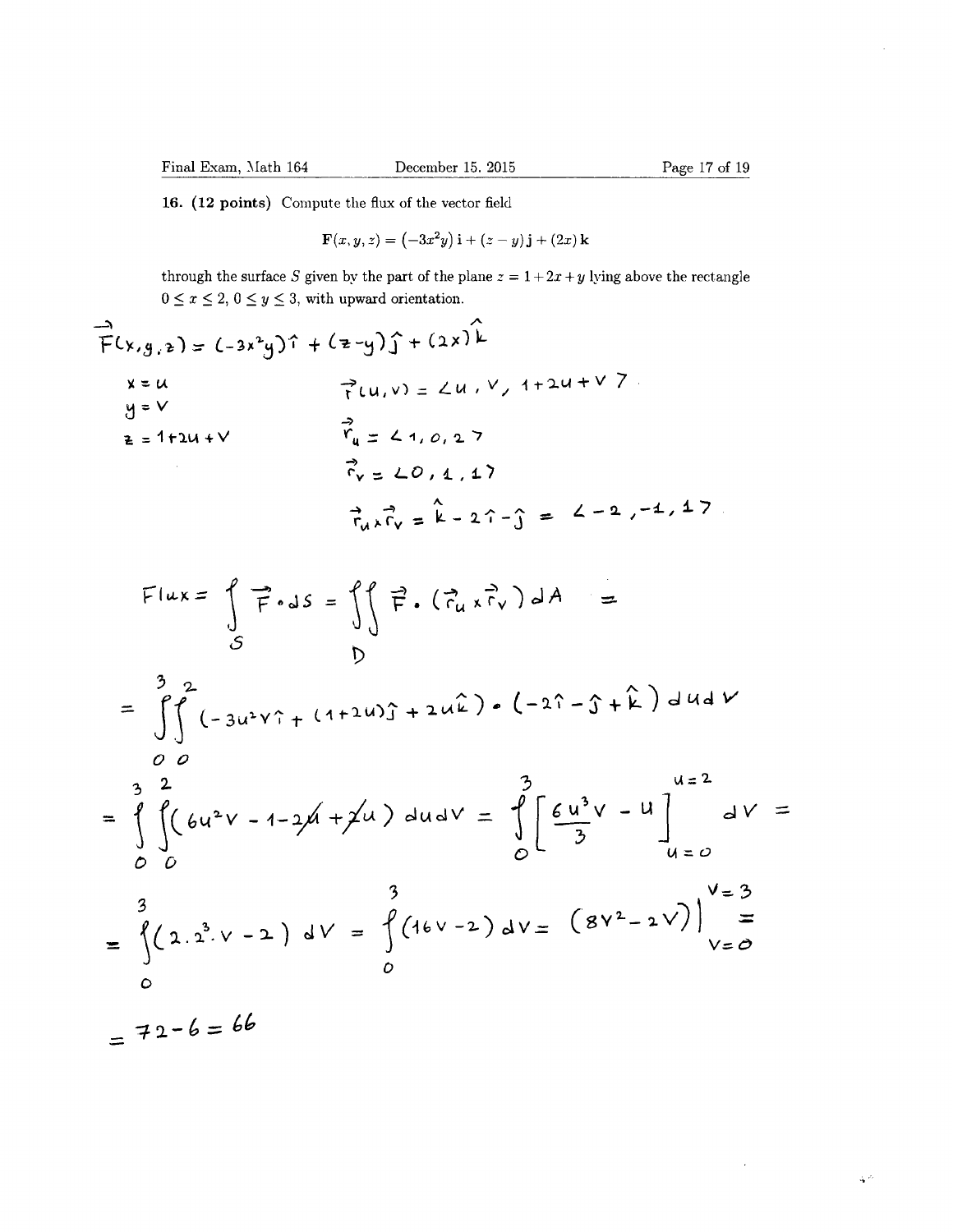**16. (12 points)** Compute the flux of the vector field

$$\mathbf{F}(x, y, z) = \left(-3x^2y\right)\mathbf{i} + (z - y)\mathbf{j} + (2x)\mathbf{k}$$

through the surface $S$ given by the part of the plane $z = 1 + 2x + y$ lying above the rectangle $0 \le x \le 2$, $0 \le y \le 3$, with upward orientation.

$$\vec{F}(x,y,z) = (-3x^2y)\hat{i} + (z-y)\hat{j} + (2x)\hat{k}$$

$x = u$

$y = v$

$z = 1 + 2u + v$

$$\vec{r}(u,v) = \langle u, v, 1+2u+v \rangle$$

$$\vec{r}_u = \langle 1, 0, 2 \rangle$$

$$\vec{r}_v = \langle 0, 1, 1 \rangle$$

$$\vec{r}_u \times \vec{r}_v = \hat{k} - 2\hat{i} - \hat{j} = \langle -2, -1, 1 \rangle$$

$$\text{Flux} = \int_S \vec{F} \cdot d\vec{S} = \iint_D \vec{F} \cdot (\vec{r}_u \times \vec{r}_v)\, dA =$$

$$= \int_0^3 \int_0^2 \left(-3u^2v\hat{i} + (1+2u)\hat{j} + 2u\hat{k}\right) \cdot \left(-2\hat{i} - \hat{j} + \hat{k}\right) du\, dv$$

$$= \int_0^3 \int_0^2 \left(6u^2v - 1 - 2u + 2u\right) du\, dv = \int_0^3 \left[\frac{6u^3v}{3} - u\right]_{u=0}^{u=2} dv =$$

$$= \int_0^3 \left(2 \cdot 2^3 \cdot v - 2\right) dv = \int_0^3 (16v - 2)\, dv = \left.(8v^2 - 2v)\right|_{v=0}^{v=3} =$$

$$= 72 - 6 = 66$$